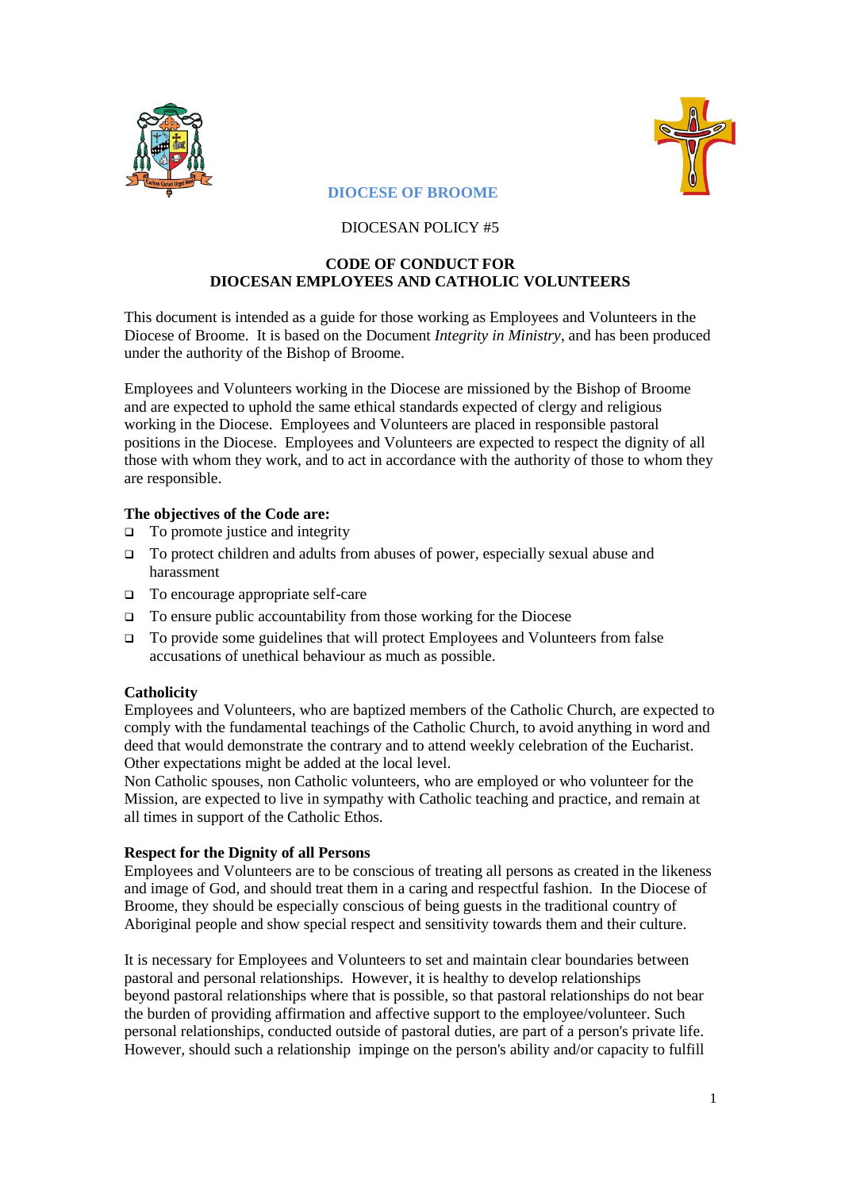**DIOCESE OF BROOME**

DIOCESAN POLICY #5

# CODE OF CONDUCT FOR DIOCESAN EMPLOYEES AND CATHOLIC VOLUNTEERS

This document is intended as a guide for those working as Employees and Volunteers in the Diocese of Broome. It is based on the Document *Integrity in Ministry*, and has been produced under the authority of the Bishop of Broome.

Employees and Volunteers working in the Diocese are missioned by the Bishop of Broome and are expected to uphold the same ethical standards expected of clergy and religious working in the Diocese. Employees and Volunteers are placed in responsible pastoral positions in the Diocese. Employees and Volunteers are expected to respect the dignity of all those with whom they work, and to act in accordance with the authority of those to whom they are responsible.

**The objectives of the Code are:**

- To promote justice and integrity
- To protect children and adults from abuses of power, especially sexual abuse and harassment
- To encourage appropriate self-care
- To ensure public accountability from those working for the Diocese
- To provide some guidelines that will protect Employees and Volunteers from false accusations of unethical behaviour as much as possible.

**Catholicity**

Employees and Volunteers, who are baptized members of the Catholic Church, are expected to comply with the fundamental teachings of the Catholic Church, to avoid anything in word and deed that would demonstrate the contrary and to attend weekly celebration of the Eucharist. Other expectations might be added at the local level.

Non Catholic spouses, non Catholic volunteers, who are employed or who volunteer for the Mission, are expected to live in sympathy with Catholic teaching and practice, and remain at all times in support of the Catholic Ethos.

**Respect for the Dignity of all Persons**

Employees and Volunteers are to be conscious of treating all persons as created in the likeness and image of God, and should treat them in a caring and respectful fashion. In the Diocese of Broome, they should be especially conscious of being guests in the traditional country of Aboriginal people and show special respect and sensitivity towards them and their culture.

It is necessary for Employees and Volunteers to set and maintain clear boundaries between pastoral and personal relationships. However, it is healthy to develop relationships beyond pastoral relationships where that is possible, so that pastoral relationships do not bear the burden of providing affirmation and affective support to the employee/volunteer. Such personal relationships, conducted outside of pastoral duties, are part of a person's private life. However, should such a relationship impinge on the person's ability and/or capacity to fulfill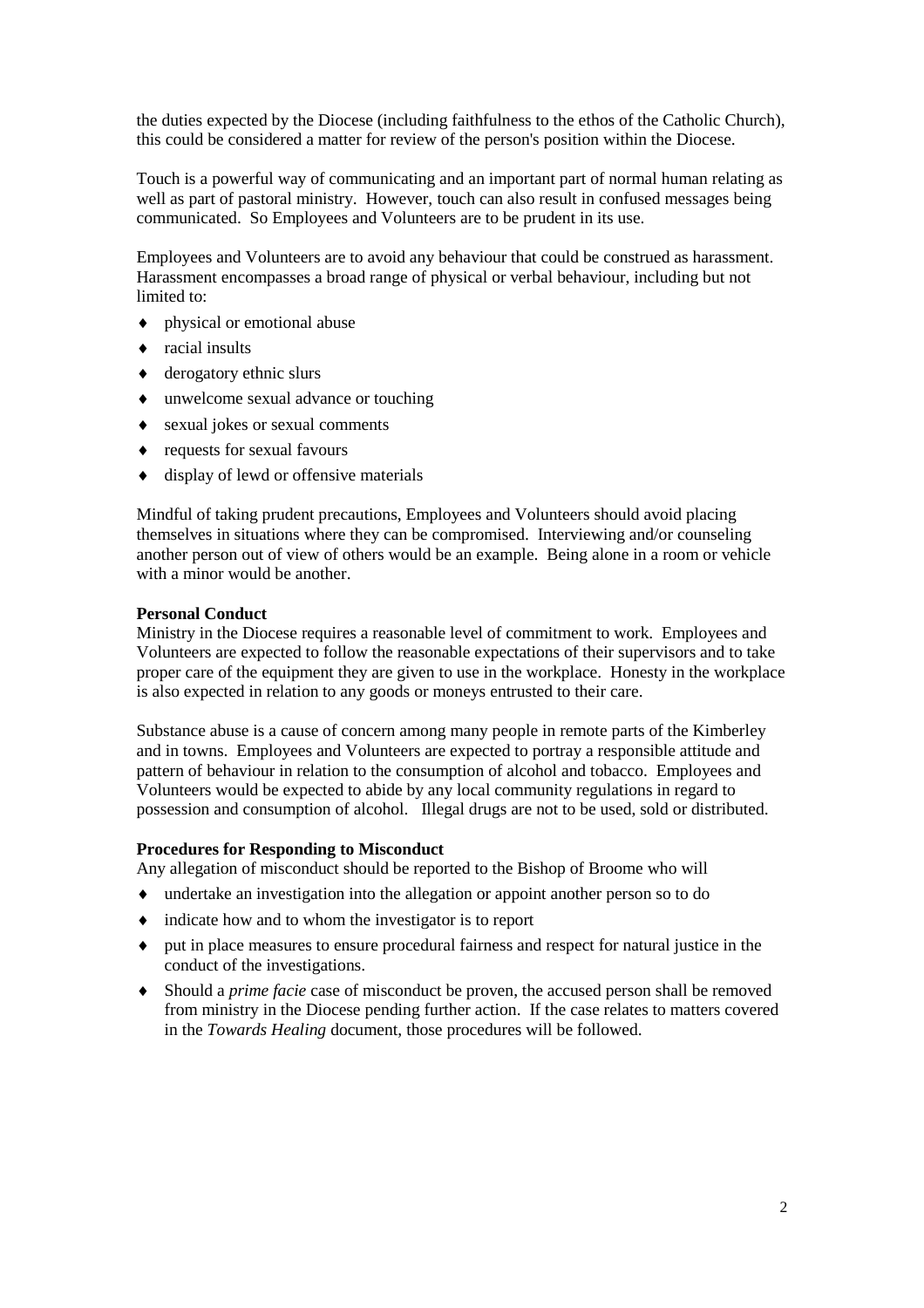the duties expected by the Diocese (including faithfulness to the ethos of the Catholic Church), this could be considered a matter for review of the person's position within the Diocese.

Touch is a powerful way of communicating and an important part of normal human relating as well as part of pastoral ministry. However, touch can also result in confused messages being communicated. So Employees and Volunteers are to be prudent in its use.

Employees and Volunteers are to avoid any behaviour that could be construed as harassment. Harassment encompasses a broad range of physical or verbal behaviour, including but not limited to:

- physical or emotional abuse
- racial insults
- derogatory ethnic slurs
- unwelcome sexual advance or touching
- sexual jokes or sexual comments
- requests for sexual favours
- display of lewd or offensive materials

Mindful of taking prudent precautions, Employees and Volunteers should avoid placing themselves in situations where they can be compromised. Interviewing and/or counseling another person out of view of others would be an example. Being alone in a room or vehicle with a minor would be another.

**Personal Conduct**

Ministry in the Diocese requires a reasonable level of commitment to work. Employees and Volunteers are expected to follow the reasonable expectations of their supervisors and to take proper care of the equipment they are given to use in the workplace. Honesty in the workplace is also expected in relation to any goods or moneys entrusted to their care.

Substance abuse is a cause of concern among many people in remote parts of the Kimberley and in towns. Employees and Volunteers are expected to portray a responsible attitude and pattern of behaviour in relation to the consumption of alcohol and tobacco. Employees and Volunteers would be expected to abide by any local community regulations in regard to possession and consumption of alcohol. Illegal drugs are not to be used, sold or distributed.

**Procedures for Responding to Misconduct**

Any allegation of misconduct should be reported to the Bishop of Broome who will

- undertake an investigation into the allegation or appoint another person so to do
- indicate how and to whom the investigator is to report
- put in place measures to ensure procedural fairness and respect for natural justice in the conduct of the investigations.
- Should a *prime facie* case of misconduct be proven, the accused person shall be removed from ministry in the Diocese pending further action. If the case relates to matters covered in the *Towards Healing* document, those procedures will be followed.